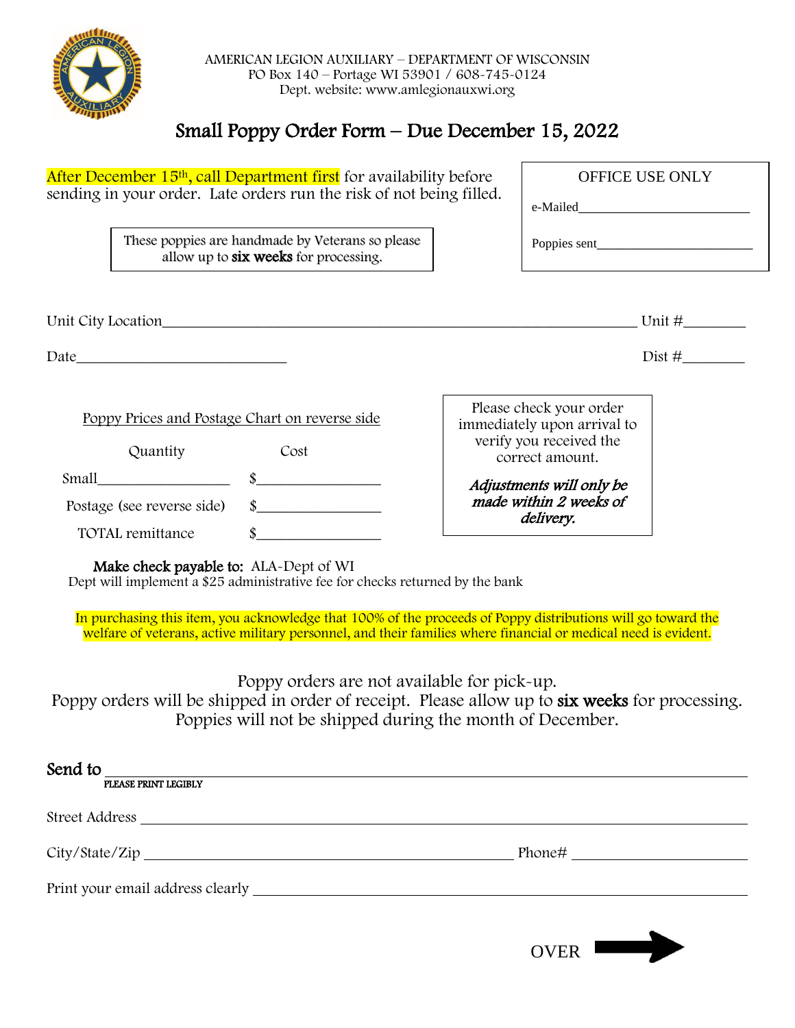AMERICAN LEGION AUXILIARY – DEPARTMENT OF WISCONSIN
PO Box 140 – Portage WI 53901 / 608-745-0124
Dept. website: www.amlegionauxwi.org

# Small Poppy Order Form – Due December 15, 2022

After December 15th, call Department first for availability before sending in your order. Late orders run the risk of not being filled.

These poppies are handmade by Veterans so please allow up to **six weeks** for processing.

| OFFICE USE ONLY |
|---|
| e-Mailed________________________ |
| Poppies sent________________________ |

Unit City Location________________________________________________ Unit #________

Date____________________________ Dist #________

Poppy Prices and Postage Chart on reverse side

| | Quantity | Cost |
|---|---|---|
| Small | ________________ | $________________ |
| Postage (see reverse side) | | $________________ |
| TOTAL remittance | | $________________ |

Please check your order immediately upon arrival to verify you received the correct amount.

***Adjustments will only be made within 2 weeks of delivery.***

**Make check payable to:** ALA-Dept of WI
Dept will implement a $25 administrative fee for checks returned by the bank

In purchasing this item, you acknowledge that 100% of the proceeds of Poppy distributions will go toward the welfare of veterans, active military personnel, and their families where financial or medical need is evident.

Poppy orders are not available for pick-up.
Poppy orders will be shipped in order of receipt. Please allow up to **six weeks** for processing.
Poppies will not be shipped during the month of December.

Send to ________________________________________________
PLEASE PRINT LEGIBLY

Street Address ________________________________________________

City/State/Zip ________________________________ Phone# ________________

Print your email address clearly ________________________________________________

OVER →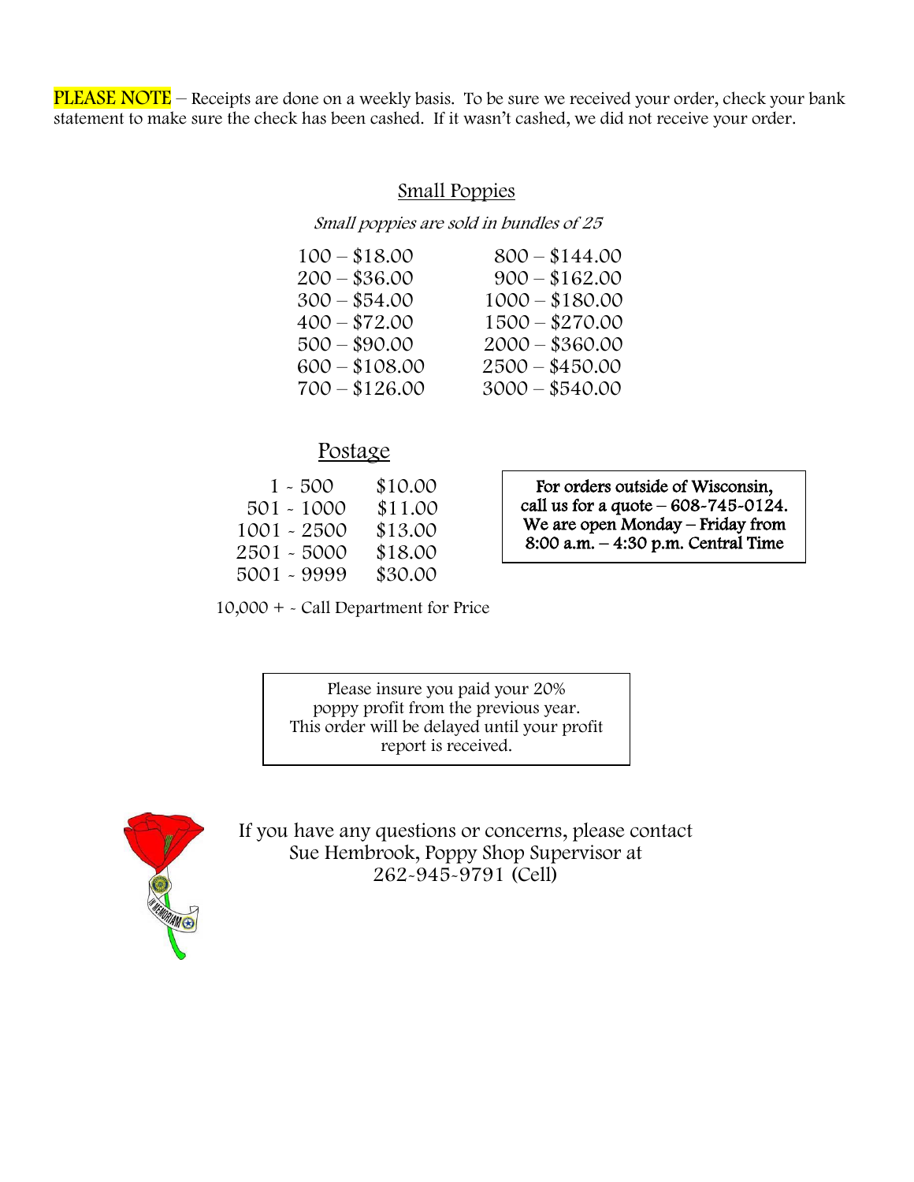**PLEASE NOTE** – Receipts are done on a weekly basis. To be sure we received your order, check your bank statement to make sure the check has been cashed. If it wasn't cashed, we did not receive your order.

## Small Poppies

*Small poppies are sold in bundles of 25*

| | |
|---|---|
| 100 – $18.00 | 800 – $144.00 |
| 200 – $36.00 | 900 – $162.00 |
| 300 – $54.00 | 1000 – $180.00 |
| 400 – $72.00 | 1500 – $270.00 |
| 500 – $90.00 | 2000 – $360.00 |
| 600 – $108.00 | 2500 – $450.00 |
| 700 – $126.00 | 3000 – $540.00 |

## Postage

| | |
|---|---|
| 1 - 500 | $10.00 |
| 501 - 1000 | $11.00 |
| 1001 - 2500 | $13.00 |
| 2501 - 5000 | $18.00 |
| 5001 - 9999 | $30.00 |

10,000 + - Call Department for Price

**For orders outside of Wisconsin, call us for a quote – 608-745-0124. We are open Monday – Friday from 8:00 a.m. – 4:30 p.m. Central Time**

Please insure you paid your 20% poppy profit from the previous year. This order will be delayed until your profit report is received.

If you have any questions or concerns, please contact Sue Hembrook, Poppy Shop Supervisor at 262-945-9791 (Cell)